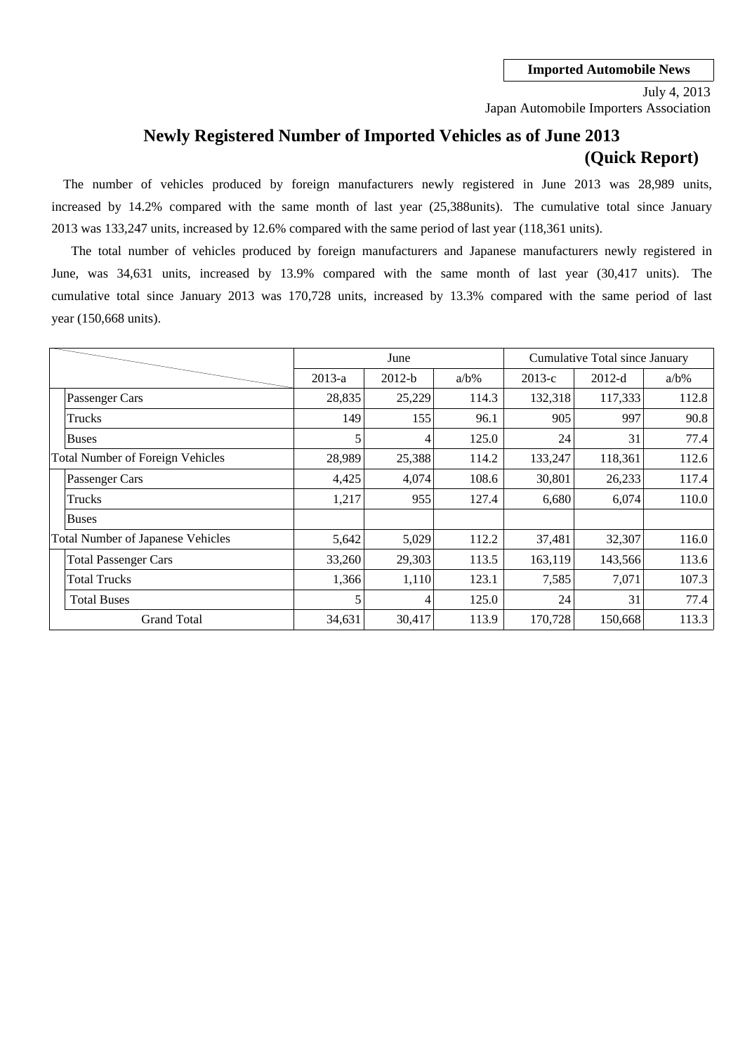**Imported Automobile News**

July 4, 2013
Japan Automobile Importers Association

# Newly Registered Number of Imported Vehicles as of June 2013 (Quick Report)

The number of vehicles produced by foreign manufacturers newly registered in June 2013 was 28,989 units, increased by 14.2% compared with the same month of last year (25,388units). The cumulative total since January 2013 was 133,247 units, increased by 12.6% compared with the same period of last year (118,361 units).

The total number of vehicles produced by foreign manufacturers and Japanese manufacturers newly registered in June, was 34,631 units, increased by 13.9% compared with the same month of last year (30,417 units). The cumulative total since January 2013 was 170,728 units, increased by 13.3% compared with the same period of last year (150,668 units).

| | June | | | Cumulative Total since January | | |
|---|---|---|---|---|---|---|
| | 2013-a | 2012-b | a/b% | 2013-c | 2012-d | a/b% |
| Passenger Cars | 28,835 | 25,229 | 114.3 | 132,318 | 117,333 | 112.8 |
| Trucks | 149 | 155 | 96.1 | 905 | 997 | 90.8 |
| Buses | 5 | 4 | 125.0 | 24 | 31 | 77.4 |
| Total Number of Foreign Vehicles | 28,989 | 25,388 | 114.2 | 133,247 | 118,361 | 112.6 |
| Passenger Cars | 4,425 | 4,074 | 108.6 | 30,801 | 26,233 | 117.4 |
| Trucks | 1,217 | 955 | 127.4 | 6,680 | 6,074 | 110.0 |
| Buses | | | | | | |
| Total Number of Japanese Vehicles | 5,642 | 5,029 | 112.2 | 37,481 | 32,307 | 116.0 |
| Total Passenger Cars | 33,260 | 29,303 | 113.5 | 163,119 | 143,566 | 113.6 |
| Total Trucks | 1,366 | 1,110 | 123.1 | 7,585 | 7,071 | 107.3 |
| Total Buses | 5 | 4 | 125.0 | 24 | 31 | 77.4 |
| Grand Total | 34,631 | 30,417 | 113.9 | 170,728 | 150,668 | 113.3 |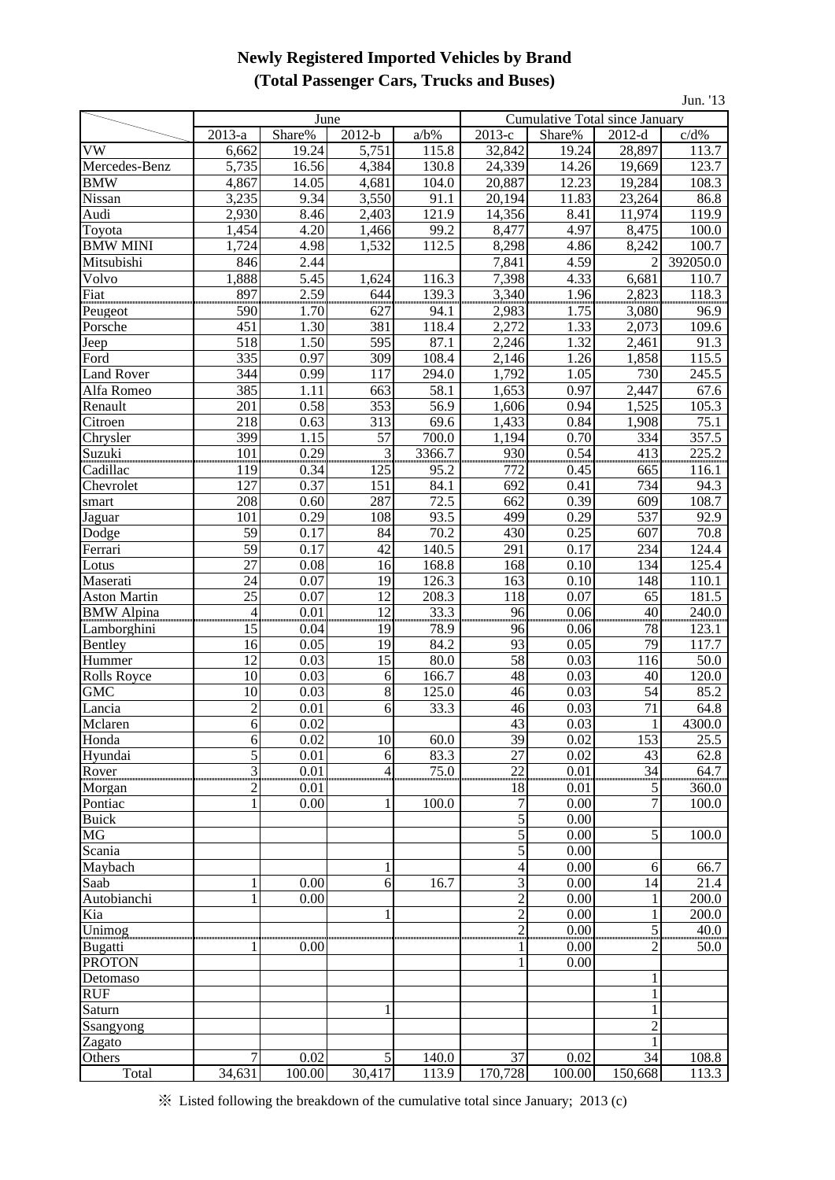# Newly Registered Imported Vehicles by Brand
## (Total Passenger Cars, Trucks and Buses)

Jun. '13

| | June | | | | Cumulative Total since January | | | |
|---|---|---|---|---|---|---|---|---|
| | 2013-a | Share% | 2012-b | a/b% | 2013-c | Share% | 2012-d | c/d% |
| VW | 6,662 | 19.24 | 5,751 | 115.8 | 32,842 | 19.24 | 28,897 | 113.7 |
| Mercedes-Benz | 5,735 | 16.56 | 4,384 | 130.8 | 24,339 | 14.26 | 19,669 | 123.7 |
| BMW | 4,867 | 14.05 | 4,681 | 104.0 | 20,887 | 12.23 | 19,284 | 108.3 |
| Nissan | 3,235 | 9.34 | 3,550 | 91.1 | 20,194 | 11.83 | 23,264 | 86.8 |
| Audi | 2,930 | 8.46 | 2,403 | 121.9 | 14,356 | 8.41 | 11,974 | 119.9 |
| Toyota | 1,454 | 4.20 | 1,466 | 99.2 | 8,477 | 4.97 | 8,475 | 100.0 |
| BMW MINI | 1,724 | 4.98 | 1,532 | 112.5 | 8,298 | 4.86 | 8,242 | 100.7 |
| Mitsubishi | 846 | 2.44 | | | 7,841 | 4.59 | 2 | 392050.0 |
| Volvo | 1,888 | 5.45 | 1,624 | 116.3 | 7,398 | 4.33 | 6,681 | 110.7 |
| Fiat | 897 | 2.59 | 644 | 139.3 | 3,340 | 1.96 | 2,823 | 118.3 |
| Peugeot | 590 | 1.70 | 627 | 94.1 | 2,983 | 1.75 | 3,080 | 96.9 |
| Porsche | 451 | 1.30 | 381 | 118.4 | 2,272 | 1.33 | 2,073 | 109.6 |
| Jeep | 518 | 1.50 | 595 | 87.1 | 2,246 | 1.32 | 2,461 | 91.3 |
| Ford | 335 | 0.97 | 309 | 108.4 | 2,146 | 1.26 | 1,858 | 115.5 |
| Land Rover | 344 | 0.99 | 117 | 294.0 | 1,792 | 1.05 | 730 | 245.5 |
| Alfa Romeo | 385 | 1.11 | 663 | 58.1 | 1,653 | 0.97 | 2,447 | 67.6 |
| Renault | 201 | 0.58 | 353 | 56.9 | 1,606 | 0.94 | 1,525 | 105.3 |
| Citroen | 218 | 0.63 | 313 | 69.6 | 1,433 | 0.84 | 1,908 | 75.1 |
| Chrysler | 399 | 1.15 | 57 | 700.0 | 1,194 | 0.70 | 334 | 357.5 |
| Suzuki | 101 | 0.29 | 3 | 3366.7 | 930 | 0.54 | 413 | 225.2 |
| Cadillac | 119 | 0.34 | 125 | 95.2 | 772 | 0.45 | 665 | 116.1 |
| Chevrolet | 127 | 0.37 | 151 | 84.1 | 692 | 0.41 | 734 | 94.3 |
| smart | 208 | 0.60 | 287 | 72.5 | 662 | 0.39 | 609 | 108.7 |
| Jaguar | 101 | 0.29 | 108 | 93.5 | 499 | 0.29 | 537 | 92.9 |
| Dodge | 59 | 0.17 | 84 | 70.2 | 430 | 0.25 | 607 | 70.8 |
| Ferrari | 59 | 0.17 | 42 | 140.5 | 291 | 0.17 | 234 | 124.4 |
| Lotus | 27 | 0.08 | 16 | 168.8 | 168 | 0.10 | 134 | 125.4 |
| Maserati | 24 | 0.07 | 19 | 126.3 | 163 | 0.10 | 148 | 110.1 |
| Aston Martin | 25 | 0.07 | 12 | 208.3 | 118 | 0.07 | 65 | 181.5 |
| BMW Alpina | 4 | 0.01 | 12 | 33.3 | 96 | 0.06 | 40 | 240.0 |
| Lamborghini | 15 | 0.04 | 19 | 78.9 | 96 | 0.06 | 78 | 123.1 |
| Bentley | 16 | 0.05 | 19 | 84.2 | 93 | 0.05 | 79 | 117.7 |
| Hummer | 12 | 0.03 | 15 | 80.0 | 58 | 0.03 | 116 | 50.0 |
| Rolls Royce | 10 | 0.03 | 6 | 166.7 | 48 | 0.03 | 40 | 120.0 |
| GMC | 10 | 0.03 | 8 | 125.0 | 46 | 0.03 | 54 | 85.2 |
| Lancia | 2 | 0.01 | 6 | 33.3 | 46 | 0.03 | 71 | 64.8 |
| Mclaren | 6 | 0.02 | | | 43 | 0.03 | 1 | 4300.0 |
| Honda | 6 | 0.02 | 10 | 60.0 | 39 | 0.02 | 153 | 25.5 |
| Hyundai | 5 | 0.01 | 6 | 83.3 | 27 | 0.02 | 43 | 62.8 |
| Rover | 3 | 0.01 | 4 | 75.0 | 22 | 0.01 | 34 | 64.7 |
| Morgan | 2 | 0.01 | | | 18 | 0.01 | 5 | 360.0 |
| Pontiac | 1 | 0.00 | 1 | 100.0 | 7 | 0.00 | 7 | 100.0 |
| Buick | | | | | 5 | 0.00 | | |
| MG | | | | | 5 | 0.00 | 5 | 100.0 |
| Scania | | | | | 5 | 0.00 | | |
| Maybach | | | 1 | | 4 | 0.00 | 6 | 66.7 |
| Saab | 1 | 0.00 | 6 | 16.7 | 3 | 0.00 | 14 | 21.4 |
| Autobianchi | 1 | 0.00 | | | 2 | 0.00 | 1 | 200.0 |
| Kia | | | 1 | | 2 | 0.00 | 1 | 200.0 |
| Unimog | | | | | 2 | 0.00 | 5 | 40.0 |
| Bugatti | 1 | 0.00 | | | 1 | 0.00 | 2 | 50.0 |
| PROTON | | | | | 1 | 0.00 | | |
| Detomaso | | | | | | | 1 | |
| RUF | | | | | | | 1 | |
| Saturn | | | 1 | | | | 1 | |
| Ssangyong | | | | | | | 2 | |
| Zagato | | | | | | | 1 | |
| Others | 7 | 0.02 | 5 | 140.0 | 37 | 0.02 | 34 | 108.8 |
| Total | 34,631 | 100.00 | 30,417 | 113.9 | 170,728 | 100.00 | 150,668 | 113.3 |

※ Listed following the breakdown of the cumulative total since January; 2013 (c)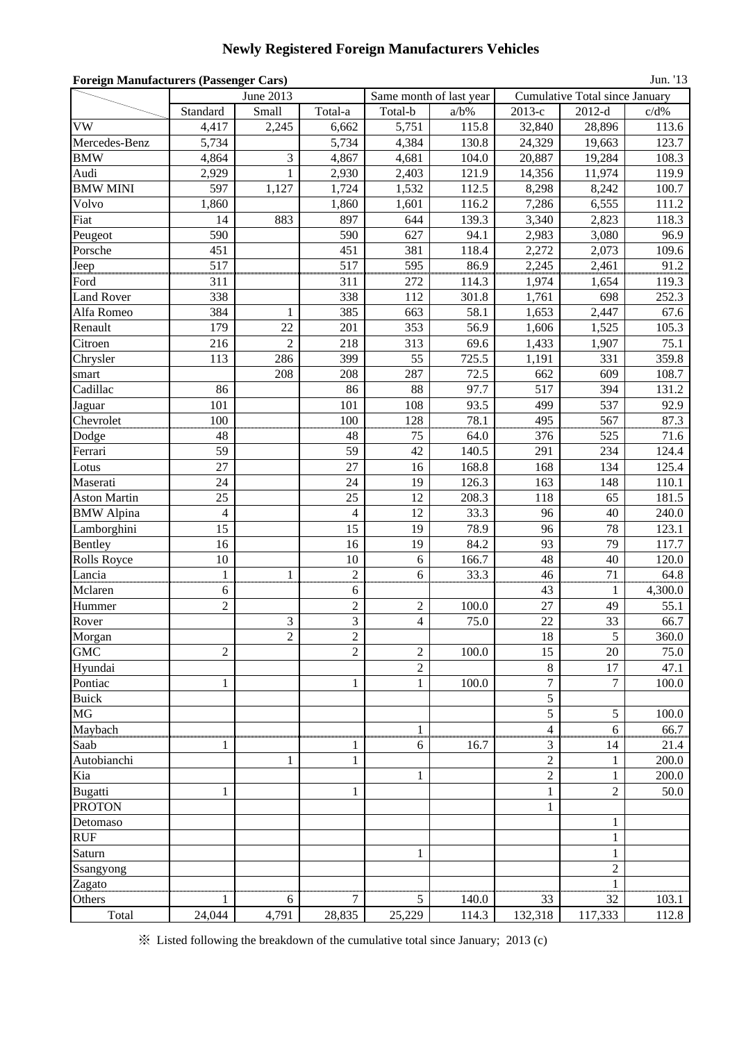# Newly Registered Foreign Manufacturers Vehicles

**Foreign Manufacturers (Passenger Cars)**

Jun. '13

| | June 2013 | | | Same month of last year | | Cumulative Total since January | | |
|---|---|---|---|---|---|---|---|---|
| | Standard | Small | Total-a | Total-b | a/b% | 2013-c | 2012-d | c/d% |
| VW | 4,417 | 2,245 | 6,662 | 5,751 | 115.8 | 32,840 | 28,896 | 113.6 |
| Mercedes-Benz | 5,734 | | 5,734 | 4,384 | 130.8 | 24,329 | 19,663 | 123.7 |
| BMW | 4,864 | 3 | 4,867 | 4,681 | 104.0 | 20,887 | 19,284 | 108.3 |
| Audi | 2,929 | 1 | 2,930 | 2,403 | 121.9 | 14,356 | 11,974 | 119.9 |
| BMW MINI | 597 | 1,127 | 1,724 | 1,532 | 112.5 | 8,298 | 8,242 | 100.7 |
| Volvo | 1,860 | | 1,860 | 1,601 | 116.2 | 7,286 | 6,555 | 111.2 |
| Fiat | 14 | 883 | 897 | 644 | 139.3 | 3,340 | 2,823 | 118.3 |
| Peugeot | 590 | | 590 | 627 | 94.1 | 2,983 | 3,080 | 96.9 |
| Porsche | 451 | | 451 | 381 | 118.4 | 2,272 | 2,073 | 109.6 |
| Jeep | 517 | | 517 | 595 | 86.9 | 2,245 | 2,461 | 91.2 |
| Ford | 311 | | 311 | 272 | 114.3 | 1,974 | 1,654 | 119.3 |
| Land Rover | 338 | | 338 | 112 | 301.8 | 1,761 | 698 | 252.3 |
| Alfa Romeo | 384 | 1 | 385 | 663 | 58.1 | 1,653 | 2,447 | 67.6 |
| Renault | 179 | 22 | 201 | 353 | 56.9 | 1,606 | 1,525 | 105.3 |
| Citroen | 216 | 2 | 218 | 313 | 69.6 | 1,433 | 1,907 | 75.1 |
| Chrysler | 113 | 286 | 399 | 55 | 725.5 | 1,191 | 331 | 359.8 |
| smart | | 208 | 208 | 287 | 72.5 | 662 | 609 | 108.7 |
| Cadillac | 86 | | 86 | 88 | 97.7 | 517 | 394 | 131.2 |
| Jaguar | 101 | | 101 | 108 | 93.5 | 499 | 537 | 92.9 |
| Chevrolet | 100 | | 100 | 128 | 78.1 | 495 | 567 | 87.3 |
| Dodge | 48 | | 48 | 75 | 64.0 | 376 | 525 | 71.6 |
| Ferrari | 59 | | 59 | 42 | 140.5 | 291 | 234 | 124.4 |
| Lotus | 27 | | 27 | 16 | 168.8 | 168 | 134 | 125.4 |
| Maserati | 24 | | 24 | 19 | 126.3 | 163 | 148 | 110.1 |
| Aston Martin | 25 | | 25 | 12 | 208.3 | 118 | 65 | 181.5 |
| BMW Alpina | 4 | | 4 | 12 | 33.3 | 96 | 40 | 240.0 |
| Lamborghini | 15 | | 15 | 19 | 78.9 | 96 | 78 | 123.1 |
| Bentley | 16 | | 16 | 19 | 84.2 | 93 | 79 | 117.7 |
| Rolls Royce | 10 | | 10 | 6 | 166.7 | 48 | 40 | 120.0 |
| Lancia | 1 | 1 | 2 | 6 | 33.3 | 46 | 71 | 64.8 |
| Mclaren | 6 | | 6 | | | 43 | 1 | 4,300.0 |
| Hummer | 2 | | 2 | 2 | 100.0 | 27 | 49 | 55.1 |
| Rover | | 3 | 3 | 4 | 75.0 | 22 | 33 | 66.7 |
| Morgan | | 2 | 2 | | | 18 | 5 | 360.0 |
| GMC | 2 | | 2 | 2 | 100.0 | 15 | 20 | 75.0 |
| Hyundai | | | | 2 | | 8 | 17 | 47.1 |
| Pontiac | 1 | | 1 | 1 | 100.0 | 7 | 7 | 100.0 |
| Buick | | | | | | 5 | | |
| MG | | | | | | 5 | 5 | 100.0 |
| Maybach | | | | 1 | | 4 | 6 | 66.7 |
| Saab | 1 | | 1 | 6 | 16.7 | 3 | 14 | 21.4 |
| Autobianchi | | 1 | 1 | | | 2 | 1 | 200.0 |
| Kia | | | | 1 | | 2 | 1 | 200.0 |
| Bugatti | 1 | | 1 | | | 1 | 2 | 50.0 |
| PROTON | | | | | | 1 | | |
| Detomaso | | | | | | | 1 | |
| RUF | | | | | | | 1 | |
| Saturn | | | | 1 | | | 1 | |
| Ssangyong | | | | | | | 2 | |
| Zagato | | | | | | | 1 | |
| Others | 1 | 6 | 7 | 5 | 140.0 | 33 | 32 | 103.1 |
| Total | 24,044 | 4,791 | 28,835 | 25,229 | 114.3 | 132,318 | 117,333 | 112.8 |

※ Listed following the breakdown of the cumulative total since January; 2013 (c)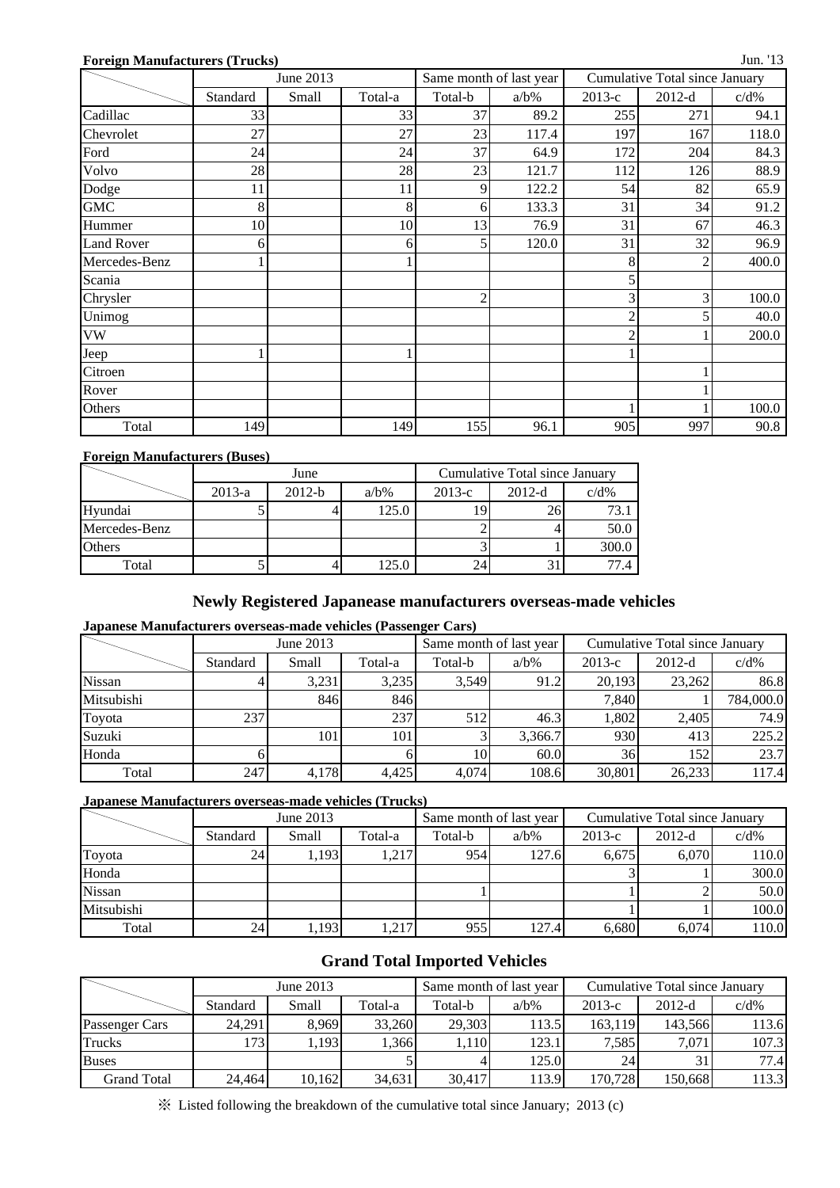**Foreign Manufacturers (Trucks)**

Jun. '13

| | June 2013 | | | Same month of last year | | Cumulative Total since January | | |
|---|---|---|---|---|---|---|---|---|
| | Standard | Small | Total-a | Total-b | a/b% | 2013-c | 2012-d | c/d% |
| Cadillac | 33 | | 33 | 37 | 89.2 | 255 | 271 | 94.1 |
| Chevrolet | 27 | | 27 | 23 | 117.4 | 197 | 167 | 118.0 |
| Ford | 24 | | 24 | 37 | 64.9 | 172 | 204 | 84.3 |
| Volvo | 28 | | 28 | 23 | 121.7 | 112 | 126 | 88.9 |
| Dodge | 11 | | 11 | 9 | 122.2 | 54 | 82 | 65.9 |
| GMC | 8 | | 8 | 6 | 133.3 | 31 | 34 | 91.2 |
| Hummer | 10 | | 10 | 13 | 76.9 | 31 | 67 | 46.3 |
| Land Rover | 6 | | 6 | 5 | 120.0 | 31 | 32 | 96.9 |
| Mercedes-Benz | 1 | | 1 | | | 8 | 2 | 400.0 |
| Scania | | | | | | 5 | | |
| Chrysler | | | | 2 | | 3 | 3 | 100.0 |
| Unimog | | | | | | 2 | 5 | 40.0 |
| VW | | | | | | 2 | 1 | 200.0 |
| Jeep | 1 | | 1 | | | 1 | | |
| Citroen | | | | | | | 1 | |
| Rover | | | | | | | 1 | |
| Others | | | | | | 1 | 1 | 100.0 |
| Total | 149 | | 149 | 155 | 96.1 | 905 | 997 | 90.8 |

**Foreign Manufacturers (Buses)**

| | June | | | Cumulative Total since January | | |
|---|---|---|---|---|---|---|
| | 2013-a | 2012-b | a/b% | 2013-c | 2012-d | c/d% |
| Hyundai | 5 | 4 | 125.0 | 19 | 26 | 73.1 |
| Mercedes-Benz | | | | 2 | 4 | 50.0 |
| Others | | | | 3 | 1 | 300.0 |
| Total | 5 | 4 | 125.0 | 24 | 31 | 77.4 |

## Newly Registered Japanease manufacturers overseas-made vehicles

**Japanese Manufacturers overseas-made vehicles (Passenger Cars)**

| | June 2013 | | | Same month of last year | | Cumulative Total since January | | |
|---|---|---|---|---|---|---|---|---|
| | Standard | Small | Total-a | Total-b | a/b% | 2013-c | 2012-d | c/d% |
| Nissan | 4 | 3,231 | 3,235 | 3,549 | 91.2 | 20,193 | 23,262 | 86.8 |
| Mitsubishi | | 846 | 846 | | | 7,840 | 1 | 784,000.0 |
| Toyota | 237 | | 237 | 512 | 46.3 | 1,802 | 2,405 | 74.9 |
| Suzuki | | 101 | 101 | 3 | 3,366.7 | 930 | 413 | 225.2 |
| Honda | 6 | | 6 | 10 | 60.0 | 36 | 152 | 23.7 |
| Total | 247 | 4,178 | 4,425 | 4,074 | 108.6 | 30,801 | 26,233 | 117.4 |

**Japanese Manufacturers overseas-made vehicles (Trucks)**

| | June 2013 | | | Same month of last year | | Cumulative Total since January | | |
|---|---|---|---|---|---|---|---|---|
| | Standard | Small | Total-a | Total-b | a/b% | 2013-c | 2012-d | c/d% |
| Toyota | 24 | 1,193 | 1,217 | 954 | 127.6 | 6,675 | 6,070 | 110.0 |
| Honda | | | | | | 3 | 1 | 300.0 |
| Nissan | | | | 1 | | 1 | 2 | 50.0 |
| Mitsubishi | | | | | | 1 | 1 | 100.0 |
| Total | 24 | 1,193 | 1,217 | 955 | 127.4 | 6,680 | 6,074 | 110.0 |

## Grand Total Imported Vehicles

| | June 2013 | | | Same month of last year | | Cumulative Total since January | | |
|---|---|---|---|---|---|---|---|---|
| | Standard | Small | Total-a | Total-b | a/b% | 2013-c | 2012-d | c/d% |
| Passenger Cars | 24,291 | 8,969 | 33,260 | 29,303 | 113.5 | 163,119 | 143,566 | 113.6 |
| Trucks | 173 | 1,193 | 1,366 | 1,110 | 123.1 | 7,585 | 7,071 | 107.3 |
| Buses | | | 5 | 4 | 125.0 | 24 | 31 | 77.4 |
| Grand Total | 24,464 | 10,162 | 34,631 | 30,417 | 113.9 | 170,728 | 150,668 | 113.3 |

※ Listed following the breakdown of the cumulative total since January; 2013 (c)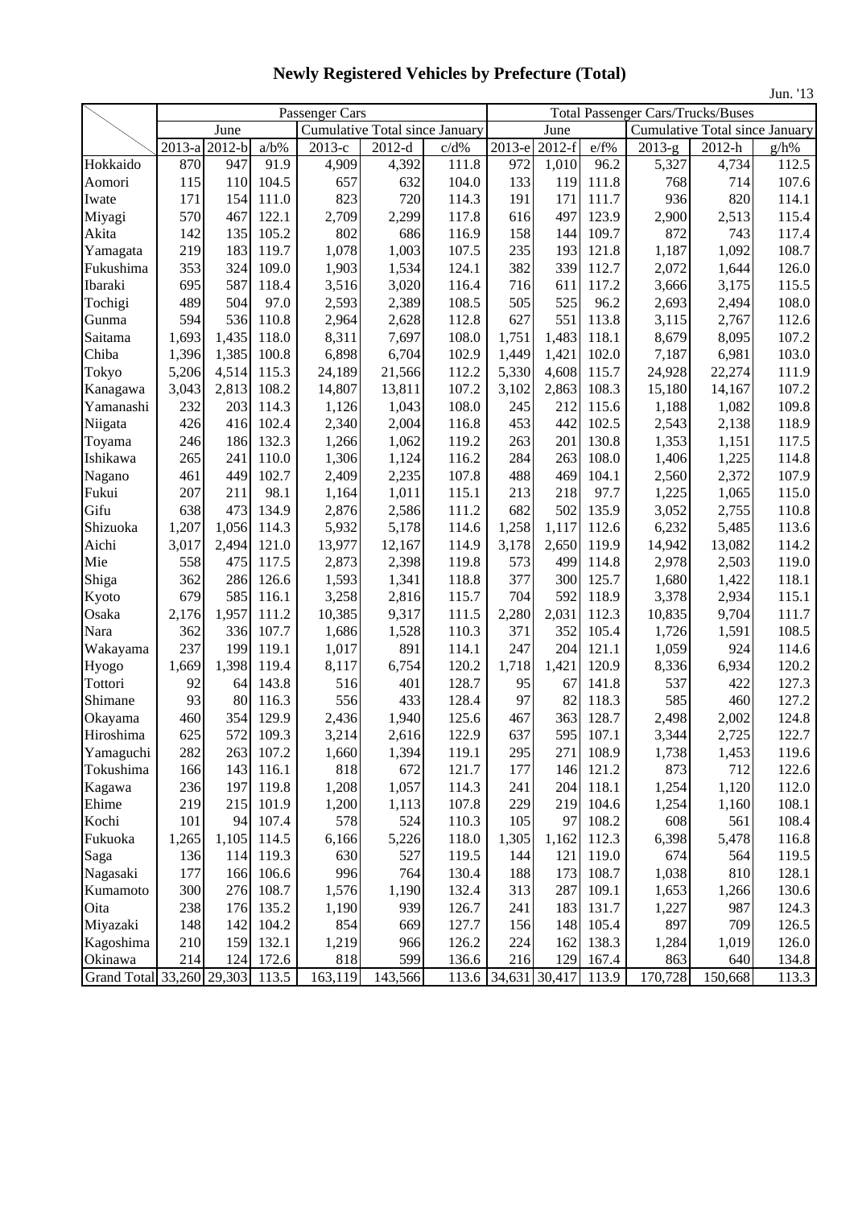# Newly Registered Vehicles by Prefecture (Total)

Jun. '13

| | Passenger Cars | | | | | | Total Passenger Cars/Trucks/Buses | | | | | |
|---|---|---|---|---|---|---|---|---|---|---|---|---|
| | June | | | Cumulative Total since January | | | June | | | Cumulative Total since January | | |
| | 2013-a | 2012-b | a/b% | 2013-c | 2012-d | c/d% | 2013-e | 2012-f | e/f% | 2013-g | 2012-h | g/h% |
| Hokkaido | 870 | 947 | 91.9 | 4,909 | 4,392 | 111.8 | 972 | 1,010 | 96.2 | 5,327 | 4,734 | 112.5 |
| Aomori | 115 | 110 | 104.5 | 657 | 632 | 104.0 | 133 | 119 | 111.8 | 768 | 714 | 107.6 |
| Iwate | 171 | 154 | 111.0 | 823 | 720 | 114.3 | 191 | 171 | 111.7 | 936 | 820 | 114.1 |
| Miyagi | 570 | 467 | 122.1 | 2,709 | 2,299 | 117.8 | 616 | 497 | 123.9 | 2,900 | 2,513 | 115.4 |
| Akita | 142 | 135 | 105.2 | 802 | 686 | 116.9 | 158 | 144 | 109.7 | 872 | 743 | 117.4 |
| Yamagata | 219 | 183 | 119.7 | 1,078 | 1,003 | 107.5 | 235 | 193 | 121.8 | 1,187 | 1,092 | 108.7 |
| Fukushima | 353 | 324 | 109.0 | 1,903 | 1,534 | 124.1 | 382 | 339 | 112.7 | 2,072 | 1,644 | 126.0 |
| Ibaraki | 695 | 587 | 118.4 | 3,516 | 3,020 | 116.4 | 716 | 611 | 117.2 | 3,666 | 3,175 | 115.5 |
| Tochigi | 489 | 504 | 97.0 | 2,593 | 2,389 | 108.5 | 505 | 525 | 96.2 | 2,693 | 2,494 | 108.0 |
| Gunma | 594 | 536 | 110.8 | 2,964 | 2,628 | 112.8 | 627 | 551 | 113.8 | 3,115 | 2,767 | 112.6 |
| Saitama | 1,693 | 1,435 | 118.0 | 8,311 | 7,697 | 108.0 | 1,751 | 1,483 | 118.1 | 8,679 | 8,095 | 107.2 |
| Chiba | 1,396 | 1,385 | 100.8 | 6,898 | 6,704 | 102.9 | 1,449 | 1,421 | 102.0 | 7,187 | 6,981 | 103.0 |
| Tokyo | 5,206 | 4,514 | 115.3 | 24,189 | 21,566 | 112.2 | 5,330 | 4,608 | 115.7 | 24,928 | 22,274 | 111.9 |
| Kanagawa | 3,043 | 2,813 | 108.2 | 14,807 | 13,811 | 107.2 | 3,102 | 2,863 | 108.3 | 15,180 | 14,167 | 107.2 |
| Yamanashi | 232 | 203 | 114.3 | 1,126 | 1,043 | 108.0 | 245 | 212 | 115.6 | 1,188 | 1,082 | 109.8 |
| Niigata | 426 | 416 | 102.4 | 2,340 | 2,004 | 116.8 | 453 | 442 | 102.5 | 2,543 | 2,138 | 118.9 |
| Toyama | 246 | 186 | 132.3 | 1,266 | 1,062 | 119.2 | 263 | 201 | 130.8 | 1,353 | 1,151 | 117.5 |
| Ishikawa | 265 | 241 | 110.0 | 1,306 | 1,124 | 116.2 | 284 | 263 | 108.0 | 1,406 | 1,225 | 114.8 |
| Nagano | 461 | 449 | 102.7 | 2,409 | 2,235 | 107.8 | 488 | 469 | 104.1 | 2,560 | 2,372 | 107.9 |
| Fukui | 207 | 211 | 98.1 | 1,164 | 1,011 | 115.1 | 213 | 218 | 97.7 | 1,225 | 1,065 | 115.0 |
| Gifu | 638 | 473 | 134.9 | 2,876 | 2,586 | 111.2 | 682 | 502 | 135.9 | 3,052 | 2,755 | 110.8 |
| Shizuoka | 1,207 | 1,056 | 114.3 | 5,932 | 5,178 | 114.6 | 1,258 | 1,117 | 112.6 | 6,232 | 5,485 | 113.6 |
| Aichi | 3,017 | 2,494 | 121.0 | 13,977 | 12,167 | 114.9 | 3,178 | 2,650 | 119.9 | 14,942 | 13,082 | 114.2 |
| Mie | 558 | 475 | 117.5 | 2,873 | 2,398 | 119.8 | 573 | 499 | 114.8 | 2,978 | 2,503 | 119.0 |
| Shiga | 362 | 286 | 126.6 | 1,593 | 1,341 | 118.8 | 377 | 300 | 125.7 | 1,680 | 1,422 | 118.1 |
| Kyoto | 679 | 585 | 116.1 | 3,258 | 2,816 | 115.7 | 704 | 592 | 118.9 | 3,378 | 2,934 | 115.1 |
| Osaka | 2,176 | 1,957 | 111.2 | 10,385 | 9,317 | 111.5 | 2,280 | 2,031 | 112.3 | 10,835 | 9,704 | 111.7 |
| Nara | 362 | 336 | 107.7 | 1,686 | 1,528 | 110.3 | 371 | 352 | 105.4 | 1,726 | 1,591 | 108.5 |
| Wakayama | 237 | 199 | 119.1 | 1,017 | 891 | 114.1 | 247 | 204 | 121.1 | 1,059 | 924 | 114.6 |
| Hyogo | 1,669 | 1,398 | 119.4 | 8,117 | 6,754 | 120.2 | 1,718 | 1,421 | 120.9 | 8,336 | 6,934 | 120.2 |
| Tottori | 92 | 64 | 143.8 | 516 | 401 | 128.7 | 95 | 67 | 141.8 | 537 | 422 | 127.3 |
| Shimane | 93 | 80 | 116.3 | 556 | 433 | 128.4 | 97 | 82 | 118.3 | 585 | 460 | 127.2 |
| Okayama | 460 | 354 | 129.9 | 2,436 | 1,940 | 125.6 | 467 | 363 | 128.7 | 2,498 | 2,002 | 124.8 |
| Hiroshima | 625 | 572 | 109.3 | 3,214 | 2,616 | 122.9 | 637 | 595 | 107.1 | 3,344 | 2,725 | 122.7 |
| Yamaguchi | 282 | 263 | 107.2 | 1,660 | 1,394 | 119.1 | 295 | 271 | 108.9 | 1,738 | 1,453 | 119.6 |
| Tokushima | 166 | 143 | 116.1 | 818 | 672 | 121.7 | 177 | 146 | 121.2 | 873 | 712 | 122.6 |
| Kagawa | 236 | 197 | 119.8 | 1,208 | 1,057 | 114.3 | 241 | 204 | 118.1 | 1,254 | 1,120 | 112.0 |
| Ehime | 219 | 215 | 101.9 | 1,200 | 1,113 | 107.8 | 229 | 219 | 104.6 | 1,254 | 1,160 | 108.1 |
| Kochi | 101 | 94 | 107.4 | 578 | 524 | 110.3 | 105 | 97 | 108.2 | 608 | 561 | 108.4 |
| Fukuoka | 1,265 | 1,105 | 114.5 | 6,166 | 5,226 | 118.0 | 1,305 | 1,162 | 112.3 | 6,398 | 5,478 | 116.8 |
| Saga | 136 | 114 | 119.3 | 630 | 527 | 119.5 | 144 | 121 | 119.0 | 674 | 564 | 119.5 |
| Nagasaki | 177 | 166 | 106.6 | 996 | 764 | 130.4 | 188 | 173 | 108.7 | 1,038 | 810 | 128.1 |
| Kumamoto | 300 | 276 | 108.7 | 1,576 | 1,190 | 132.4 | 313 | 287 | 109.1 | 1,653 | 1,266 | 130.6 |
| Oita | 238 | 176 | 135.2 | 1,190 | 939 | 126.7 | 241 | 183 | 131.7 | 1,227 | 987 | 124.3 |
| Miyazaki | 148 | 142 | 104.2 | 854 | 669 | 127.7 | 156 | 148 | 105.4 | 897 | 709 | 126.5 |
| Kagoshima | 210 | 159 | 132.1 | 1,219 | 966 | 126.2 | 224 | 162 | 138.3 | 1,284 | 1,019 | 126.0 |
| Okinawa | 214 | 124 | 172.6 | 818 | 599 | 136.6 | 216 | 129 | 167.4 | 863 | 640 | 134.8 |
| Grand Total | 33,260 | 29,303 | 113.5 | 163,119 | 143,566 | 113.6 | 34,631 | 30,417 | 113.9 | 170,728 | 150,668 | 113.3 |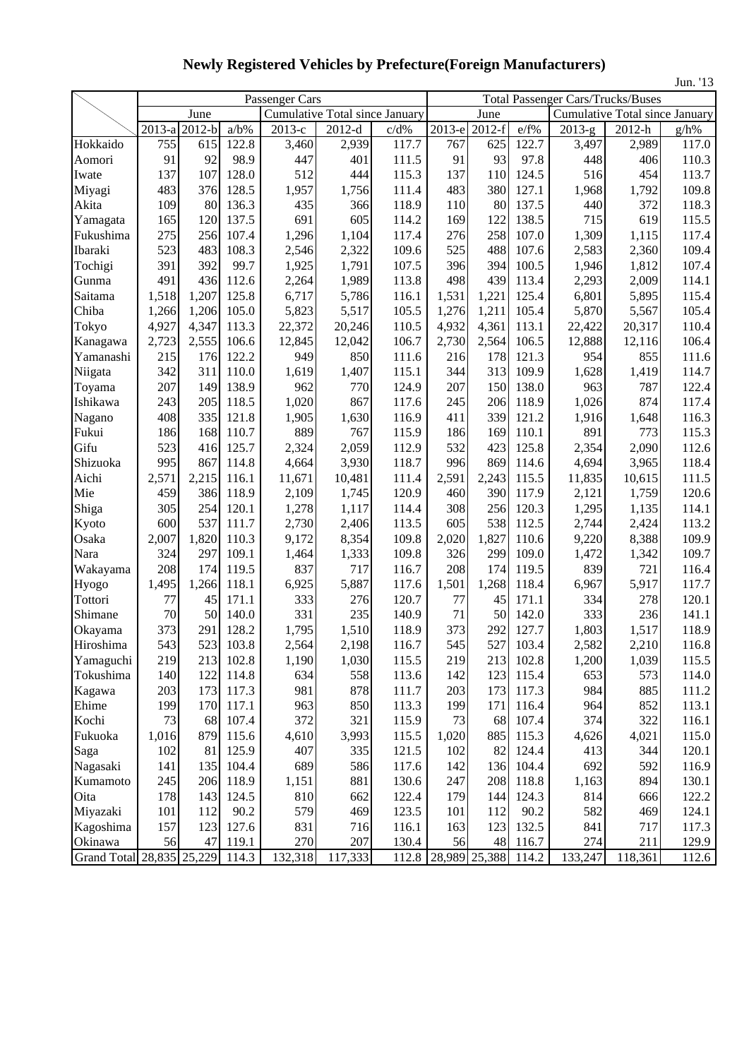# Newly Registered Vehicles by Prefecture(Foreign Manufacturers)

Jun. '13

| | Passenger Cars | | | | | | Total Passenger Cars/Trucks/Buses | | | | | |
|---|---|---|---|---|---|---|---|---|---|---|---|---|
| | June | | | Cumulative Total since January | | | June | | | Cumulative Total since January | | |
| | 2013-a | 2012-b | a/b% | 2013-c | 2012-d | c/d% | 2013-e | 2012-f | e/f% | 2013-g | 2012-h | g/h% |
| Hokkaido | 755 | 615 | 122.8 | 3,460 | 2,939 | 117.7 | 767 | 625 | 122.7 | 3,497 | 2,989 | 117.0 |
| Aomori | 91 | 92 | 98.9 | 447 | 401 | 111.5 | 91 | 93 | 97.8 | 448 | 406 | 110.3 |
| Iwate | 137 | 107 | 128.0 | 512 | 444 | 115.3 | 137 | 110 | 124.5 | 516 | 454 | 113.7 |
| Miyagi | 483 | 376 | 128.5 | 1,957 | 1,756 | 111.4 | 483 | 380 | 127.1 | 1,968 | 1,792 | 109.8 |
| Akita | 109 | 80 | 136.3 | 435 | 366 | 118.9 | 110 | 80 | 137.5 | 440 | 372 | 118.3 |
| Yamagata | 165 | 120 | 137.5 | 691 | 605 | 114.2 | 169 | 122 | 138.5 | 715 | 619 | 115.5 |
| Fukushima | 275 | 256 | 107.4 | 1,296 | 1,104 | 117.4 | 276 | 258 | 107.0 | 1,309 | 1,115 | 117.4 |
| Ibaraki | 523 | 483 | 108.3 | 2,546 | 2,322 | 109.6 | 525 | 488 | 107.6 | 2,583 | 2,360 | 109.4 |
| Tochigi | 391 | 392 | 99.7 | 1,925 | 1,791 | 107.5 | 396 | 394 | 100.5 | 1,946 | 1,812 | 107.4 |
| Gunma | 491 | 436 | 112.6 | 2,264 | 1,989 | 113.8 | 498 | 439 | 113.4 | 2,293 | 2,009 | 114.1 |
| Saitama | 1,518 | 1,207 | 125.8 | 6,717 | 5,786 | 116.1 | 1,531 | 1,221 | 125.4 | 6,801 | 5,895 | 115.4 |
| Chiba | 1,266 | 1,206 | 105.0 | 5,823 | 5,517 | 105.5 | 1,276 | 1,211 | 105.4 | 5,870 | 5,567 | 105.4 |
| Tokyo | 4,927 | 4,347 | 113.3 | 22,372 | 20,246 | 110.5 | 4,932 | 4,361 | 113.1 | 22,422 | 20,317 | 110.4 |
| Kanagawa | 2,723 | 2,555 | 106.6 | 12,845 | 12,042 | 106.7 | 2,730 | 2,564 | 106.5 | 12,888 | 12,116 | 106.4 |
| Yamanashi | 215 | 176 | 122.2 | 949 | 850 | 111.6 | 216 | 178 | 121.3 | 954 | 855 | 111.6 |
| Niigata | 342 | 311 | 110.0 | 1,619 | 1,407 | 115.1 | 344 | 313 | 109.9 | 1,628 | 1,419 | 114.7 |
| Toyama | 207 | 149 | 138.9 | 962 | 770 | 124.9 | 207 | 150 | 138.0 | 963 | 787 | 122.4 |
| Ishikawa | 243 | 205 | 118.5 | 1,020 | 867 | 117.6 | 245 | 206 | 118.9 | 1,026 | 874 | 117.4 |
| Nagano | 408 | 335 | 121.8 | 1,905 | 1,630 | 116.9 | 411 | 339 | 121.2 | 1,916 | 1,648 | 116.3 |
| Fukui | 186 | 168 | 110.7 | 889 | 767 | 115.9 | 186 | 169 | 110.1 | 891 | 773 | 115.3 |
| Gifu | 523 | 416 | 125.7 | 2,324 | 2,059 | 112.9 | 532 | 423 | 125.8 | 2,354 | 2,090 | 112.6 |
| Shizuoka | 995 | 867 | 114.8 | 4,664 | 3,930 | 118.7 | 996 | 869 | 114.6 | 4,694 | 3,965 | 118.4 |
| Aichi | 2,571 | 2,215 | 116.1 | 11,671 | 10,481 | 111.4 | 2,591 | 2,243 | 115.5 | 11,835 | 10,615 | 111.5 |
| Mie | 459 | 386 | 118.9 | 2,109 | 1,745 | 120.9 | 460 | 390 | 117.9 | 2,121 | 1,759 | 120.6 |
| Shiga | 305 | 254 | 120.1 | 1,278 | 1,117 | 114.4 | 308 | 256 | 120.3 | 1,295 | 1,135 | 114.1 |
| Kyoto | 600 | 537 | 111.7 | 2,730 | 2,406 | 113.5 | 605 | 538 | 112.5 | 2,744 | 2,424 | 113.2 |
| Osaka | 2,007 | 1,820 | 110.3 | 9,172 | 8,354 | 109.8 | 2,020 | 1,827 | 110.6 | 9,220 | 8,388 | 109.9 |
| Nara | 324 | 297 | 109.1 | 1,464 | 1,333 | 109.8 | 326 | 299 | 109.0 | 1,472 | 1,342 | 109.7 |
| Wakayama | 208 | 174 | 119.5 | 837 | 717 | 116.7 | 208 | 174 | 119.5 | 839 | 721 | 116.4 |
| Hyogo | 1,495 | 1,266 | 118.1 | 6,925 | 5,887 | 117.6 | 1,501 | 1,268 | 118.4 | 6,967 | 5,917 | 117.7 |
| Tottori | 77 | 45 | 171.1 | 333 | 276 | 120.7 | 77 | 45 | 171.1 | 334 | 278 | 120.1 |
| Shimane | 70 | 50 | 140.0 | 331 | 235 | 140.9 | 71 | 50 | 142.0 | 333 | 236 | 141.1 |
| Okayama | 373 | 291 | 128.2 | 1,795 | 1,510 | 118.9 | 373 | 292 | 127.7 | 1,803 | 1,517 | 118.9 |
| Hiroshima | 543 | 523 | 103.8 | 2,564 | 2,198 | 116.7 | 545 | 527 | 103.4 | 2,582 | 2,210 | 116.8 |
| Yamaguchi | 219 | 213 | 102.8 | 1,190 | 1,030 | 115.5 | 219 | 213 | 102.8 | 1,200 | 1,039 | 115.5 |
| Tokushima | 140 | 122 | 114.8 | 634 | 558 | 113.6 | 142 | 123 | 115.4 | 653 | 573 | 114.0 |
| Kagawa | 203 | 173 | 117.3 | 981 | 878 | 111.7 | 203 | 173 | 117.3 | 984 | 885 | 111.2 |
| Ehime | 199 | 170 | 117.1 | 963 | 850 | 113.3 | 199 | 171 | 116.4 | 964 | 852 | 113.1 |
| Kochi | 73 | 68 | 107.4 | 372 | 321 | 115.9 | 73 | 68 | 107.4 | 374 | 322 | 116.1 |
| Fukuoka | 1,016 | 879 | 115.6 | 4,610 | 3,993 | 115.5 | 1,020 | 885 | 115.3 | 4,626 | 4,021 | 115.0 |
| Saga | 102 | 81 | 125.9 | 407 | 335 | 121.5 | 102 | 82 | 124.4 | 413 | 344 | 120.1 |
| Nagasaki | 141 | 135 | 104.4 | 689 | 586 | 117.6 | 142 | 136 | 104.4 | 692 | 592 | 116.9 |
| Kumamoto | 245 | 206 | 118.9 | 1,151 | 881 | 130.6 | 247 | 208 | 118.8 | 1,163 | 894 | 130.1 |
| Oita | 178 | 143 | 124.5 | 810 | 662 | 122.4 | 179 | 144 | 124.3 | 814 | 666 | 122.2 |
| Miyazaki | 101 | 112 | 90.2 | 579 | 469 | 123.5 | 101 | 112 | 90.2 | 582 | 469 | 124.1 |
| Kagoshima | 157 | 123 | 127.6 | 831 | 716 | 116.1 | 163 | 123 | 132.5 | 841 | 717 | 117.3 |
| Okinawa | 56 | 47 | 119.1 | 270 | 207 | 130.4 | 56 | 48 | 116.7 | 274 | 211 | 129.9 |
| Grand Total | 28,835 | 25,229 | 114.3 | 132,318 | 117,333 | 112.8 | 28,989 | 25,388 | 114.2 | 133,247 | 118,361 | 112.6 |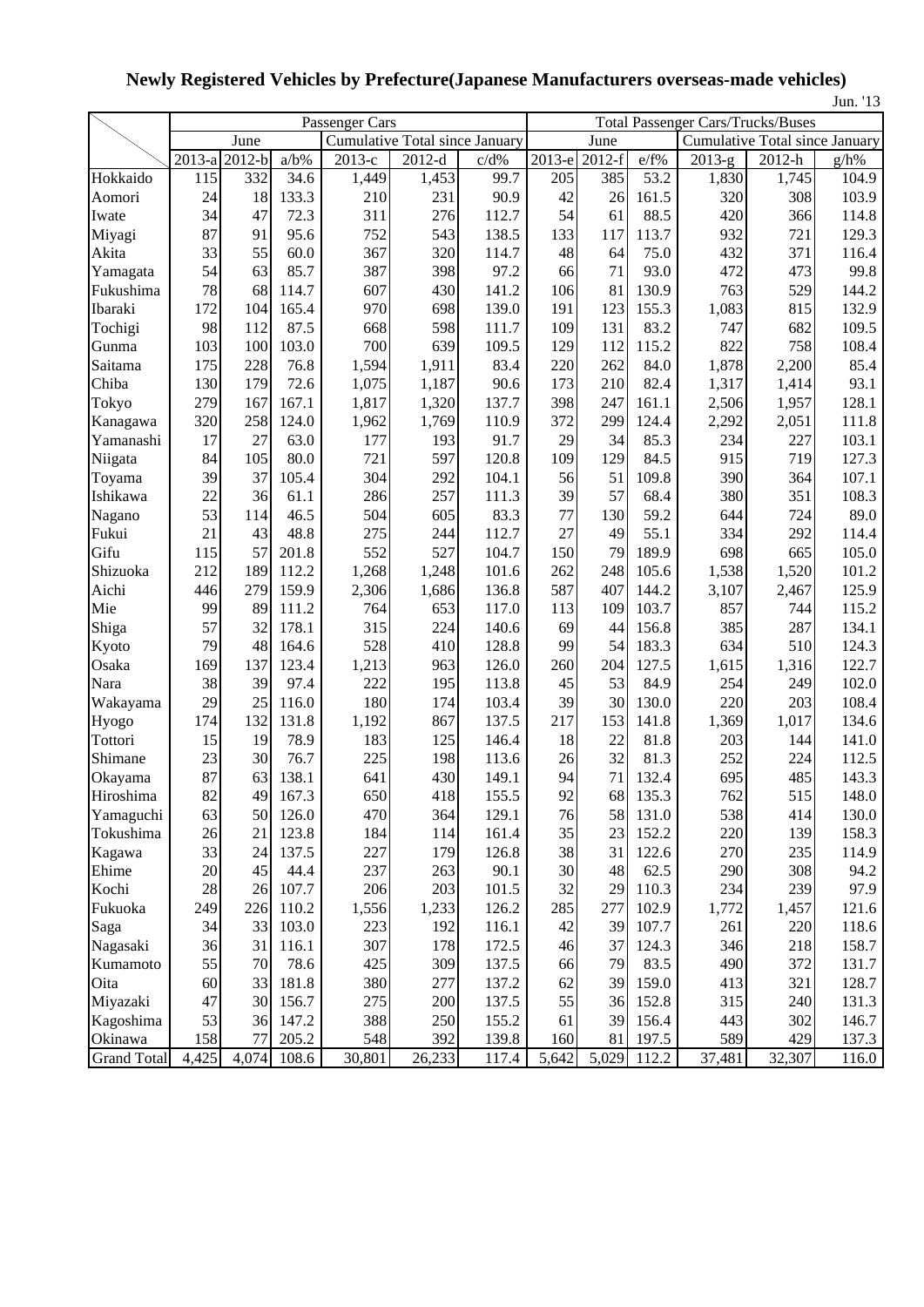# Newly Registered Vehicles by Prefecture(Japanese Manufacturers overseas-made vehicles)

Jun. '13

| | Passenger Cars | | | | | | Total Passenger Cars/Trucks/Buses | | | | | |
|---|---|---|---|---|---|---|---|---|---|---|---|---|
| | June | | | Cumulative Total since January | | | June | | | Cumulative Total since January | | |
| | 2013-a | 2012-b | a/b% | 2013-c | 2012-d | c/d% | 2013-e | 2012-f | e/f% | 2013-g | 2012-h | g/h% |
| Hokkaido | 115 | 332 | 34.6 | 1,449 | 1,453 | 99.7 | 205 | 385 | 53.2 | 1,830 | 1,745 | 104.9 |
| Aomori | 24 | 18 | 133.3 | 210 | 231 | 90.9 | 42 | 26 | 161.5 | 320 | 308 | 103.9 |
| Iwate | 34 | 47 | 72.3 | 311 | 276 | 112.7 | 54 | 61 | 88.5 | 420 | 366 | 114.8 |
| Miyagi | 87 | 91 | 95.6 | 752 | 543 | 138.5 | 133 | 117 | 113.7 | 932 | 721 | 129.3 |
| Akita | 33 | 55 | 60.0 | 367 | 320 | 114.7 | 48 | 64 | 75.0 | 432 | 371 | 116.4 |
| Yamagata | 54 | 63 | 85.7 | 387 | 398 | 97.2 | 66 | 71 | 93.0 | 472 | 473 | 99.8 |
| Fukushima | 78 | 68 | 114.7 | 607 | 430 | 141.2 | 106 | 81 | 130.9 | 763 | 529 | 144.2 |
| Ibaraki | 172 | 104 | 165.4 | 970 | 698 | 139.0 | 191 | 123 | 155.3 | 1,083 | 815 | 132.9 |
| Tochigi | 98 | 112 | 87.5 | 668 | 598 | 111.7 | 109 | 131 | 83.2 | 747 | 682 | 109.5 |
| Gunma | 103 | 100 | 103.0 | 700 | 639 | 109.5 | 129 | 112 | 115.2 | 822 | 758 | 108.4 |
| Saitama | 175 | 228 | 76.8 | 1,594 | 1,911 | 83.4 | 220 | 262 | 84.0 | 1,878 | 2,200 | 85.4 |
| Chiba | 130 | 179 | 72.6 | 1,075 | 1,187 | 90.6 | 173 | 210 | 82.4 | 1,317 | 1,414 | 93.1 |
| Tokyo | 279 | 167 | 167.1 | 1,817 | 1,320 | 137.7 | 398 | 247 | 161.1 | 2,506 | 1,957 | 128.1 |
| Kanagawa | 320 | 258 | 124.0 | 1,962 | 1,769 | 110.9 | 372 | 299 | 124.4 | 2,292 | 2,051 | 111.8 |
| Yamanashi | 17 | 27 | 63.0 | 177 | 193 | 91.7 | 29 | 34 | 85.3 | 234 | 227 | 103.1 |
| Niigata | 84 | 105 | 80.0 | 721 | 597 | 120.8 | 109 | 129 | 84.5 | 915 | 719 | 127.3 |
| Toyama | 39 | 37 | 105.4 | 304 | 292 | 104.1 | 56 | 51 | 109.8 | 390 | 364 | 107.1 |
| Ishikawa | 22 | 36 | 61.1 | 286 | 257 | 111.3 | 39 | 57 | 68.4 | 380 | 351 | 108.3 |
| Nagano | 53 | 114 | 46.5 | 504 | 605 | 83.3 | 77 | 130 | 59.2 | 644 | 724 | 89.0 |
| Fukui | 21 | 43 | 48.8 | 275 | 244 | 112.7 | 27 | 49 | 55.1 | 334 | 292 | 114.4 |
| Gifu | 115 | 57 | 201.8 | 552 | 527 | 104.7 | 150 | 79 | 189.9 | 698 | 665 | 105.0 |
| Shizuoka | 212 | 189 | 112.2 | 1,268 | 1,248 | 101.6 | 262 | 248 | 105.6 | 1,538 | 1,520 | 101.2 |
| Aichi | 446 | 279 | 159.9 | 2,306 | 1,686 | 136.8 | 587 | 407 | 144.2 | 3,107 | 2,467 | 125.9 |
| Mie | 99 | 89 | 111.2 | 764 | 653 | 117.0 | 113 | 109 | 103.7 | 857 | 744 | 115.2 |
| Shiga | 57 | 32 | 178.1 | 315 | 224 | 140.6 | 69 | 44 | 156.8 | 385 | 287 | 134.1 |
| Kyoto | 79 | 48 | 164.6 | 528 | 410 | 128.8 | 99 | 54 | 183.3 | 634 | 510 | 124.3 |
| Osaka | 169 | 137 | 123.4 | 1,213 | 963 | 126.0 | 260 | 204 | 127.5 | 1,615 | 1,316 | 122.7 |
| Nara | 38 | 39 | 97.4 | 222 | 195 | 113.8 | 45 | 53 | 84.9 | 254 | 249 | 102.0 |
| Wakayama | 29 | 25 | 116.0 | 180 | 174 | 103.4 | 39 | 30 | 130.0 | 220 | 203 | 108.4 |
| Hyogo | 174 | 132 | 131.8 | 1,192 | 867 | 137.5 | 217 | 153 | 141.8 | 1,369 | 1,017 | 134.6 |
| Tottori | 15 | 19 | 78.9 | 183 | 125 | 146.4 | 18 | 22 | 81.8 | 203 | 144 | 141.0 |
| Shimane | 23 | 30 | 76.7 | 225 | 198 | 113.6 | 26 | 32 | 81.3 | 252 | 224 | 112.5 |
| Okayama | 87 | 63 | 138.1 | 641 | 430 | 149.1 | 94 | 71 | 132.4 | 695 | 485 | 143.3 |
| Hiroshima | 82 | 49 | 167.3 | 650 | 418 | 155.5 | 92 | 68 | 135.3 | 762 | 515 | 148.0 |
| Yamaguchi | 63 | 50 | 126.0 | 470 | 364 | 129.1 | 76 | 58 | 131.0 | 538 | 414 | 130.0 |
| Tokushima | 26 | 21 | 123.8 | 184 | 114 | 161.4 | 35 | 23 | 152.2 | 220 | 139 | 158.3 |
| Kagawa | 33 | 24 | 137.5 | 227 | 179 | 126.8 | 38 | 31 | 122.6 | 270 | 235 | 114.9 |
| Ehime | 20 | 45 | 44.4 | 237 | 263 | 90.1 | 30 | 48 | 62.5 | 290 | 308 | 94.2 |
| Kochi | 28 | 26 | 107.7 | 206 | 203 | 101.5 | 32 | 29 | 110.3 | 234 | 239 | 97.9 |
| Fukuoka | 249 | 226 | 110.2 | 1,556 | 1,233 | 126.2 | 285 | 277 | 102.9 | 1,772 | 1,457 | 121.6 |
| Saga | 34 | 33 | 103.0 | 223 | 192 | 116.1 | 42 | 39 | 107.7 | 261 | 220 | 118.6 |
| Nagasaki | 36 | 31 | 116.1 | 307 | 178 | 172.5 | 46 | 37 | 124.3 | 346 | 218 | 158.7 |
| Kumamoto | 55 | 70 | 78.6 | 425 | 309 | 137.5 | 66 | 79 | 83.5 | 490 | 372 | 131.7 |
| Oita | 60 | 33 | 181.8 | 380 | 277 | 137.2 | 62 | 39 | 159.0 | 413 | 321 | 128.7 |
| Miyazaki | 47 | 30 | 156.7 | 275 | 200 | 137.5 | 55 | 36 | 152.8 | 315 | 240 | 131.3 |
| Kagoshima | 53 | 36 | 147.2 | 388 | 250 | 155.2 | 61 | 39 | 156.4 | 443 | 302 | 146.7 |
| Okinawa | 158 | 77 | 205.2 | 548 | 392 | 139.8 | 160 | 81 | 197.5 | 589 | 429 | 137.3 |
| Grand Total | 4,425 | 4,074 | 108.6 | 30,801 | 26,233 | 117.4 | 5,642 | 5,029 | 112.2 | 37,481 | 32,307 | 116.0 |